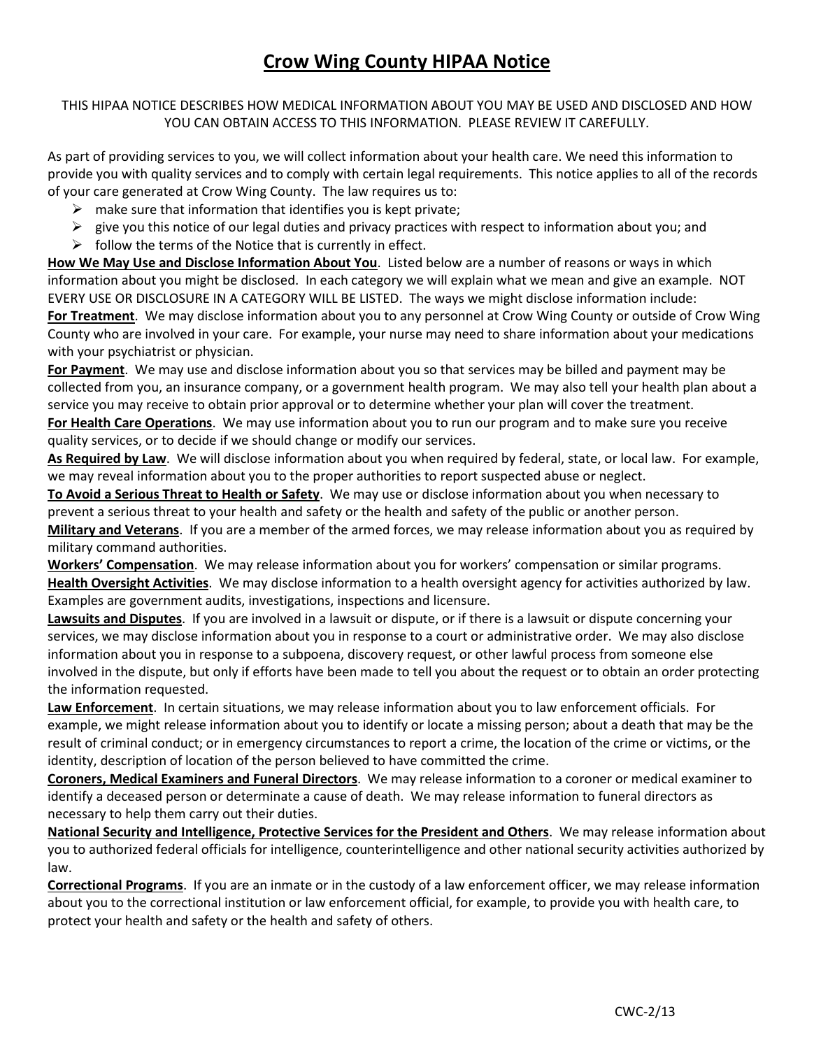# Crow Wing County HIPAA Notice

THIS HIPAA NOTICE DESCRIBES HOW MEDICAL INFORMATION ABOUT YOU MAY BE USED AND DISCLOSED AND HOW YOU CAN OBTAIN ACCESS TO THIS INFORMATION. PLEASE REVIEW IT CAREFULLY.

As part of providing services to you, we will collect information about your health care. We need this information to provide you with quality services and to comply with certain legal requirements. This notice applies to all of the records of your care generated at Crow Wing County. The law requires us to:

- make sure that information that identifies you is kept private;
- give you this notice of our legal duties and privacy practices with respect to information about you; and
- follow the terms of the Notice that is currently in effect.

**How We May Use and Disclose Information About You**. Listed below are a number of reasons or ways in which information about you might be disclosed. In each category we will explain what we mean and give an example. NOT EVERY USE OR DISCLOSURE IN A CATEGORY WILL BE LISTED. The ways we might disclose information include:

**For Treatment**. We may disclose information about you to any personnel at Crow Wing County or outside of Crow Wing County who are involved in your care. For example, your nurse may need to share information about your medications with your psychiatrist or physician.

**For Payment**. We may use and disclose information about you so that services may be billed and payment may be collected from you, an insurance company, or a government health program. We may also tell your health plan about a service you may receive to obtain prior approval or to determine whether your plan will cover the treatment.

**For Health Care Operations**. We may use information about you to run our program and to make sure you receive quality services, or to decide if we should change or modify our services.

**As Required by Law**. We will disclose information about you when required by federal, state, or local law. For example, we may reveal information about you to the proper authorities to report suspected abuse or neglect.

**To Avoid a Serious Threat to Health or Safety**. We may use or disclose information about you when necessary to prevent a serious threat to your health and safety or the health and safety of the public or another person.

**Military and Veterans**. If you are a member of the armed forces, we may release information about you as required by military command authorities.

**Workers' Compensation**. We may release information about you for workers' compensation or similar programs.

**Health Oversight Activities**. We may disclose information to a health oversight agency for activities authorized by law. Examples are government audits, investigations, inspections and licensure.

**Lawsuits and Disputes**. If you are involved in a lawsuit or dispute, or if there is a lawsuit or dispute concerning your services, we may disclose information about you in response to a court or administrative order. We may also disclose information about you in response to a subpoena, discovery request, or other lawful process from someone else involved in the dispute, but only if efforts have been made to tell you about the request or to obtain an order protecting the information requested.

**Law Enforcement**. In certain situations, we may release information about you to law enforcement officials. For example, we might release information about you to identify or locate a missing person; about a death that may be the result of criminal conduct; or in emergency circumstances to report a crime, the location of the crime or victims, or the identity, description of location of the person believed to have committed the crime.

**Coroners, Medical Examiners and Funeral Directors**. We may release information to a coroner or medical examiner to identify a deceased person or determinate a cause of death. We may release information to funeral directors as necessary to help them carry out their duties.

**National Security and Intelligence, Protective Services for the President and Others**. We may release information about you to authorized federal officials for intelligence, counterintelligence and other national security activities authorized by law.

**Correctional Programs**. If you are an inmate or in the custody of a law enforcement officer, we may release information about you to the correctional institution or law enforcement official, for example, to provide you with health care, to protect your health and safety or the health and safety of others.

CWC-2/13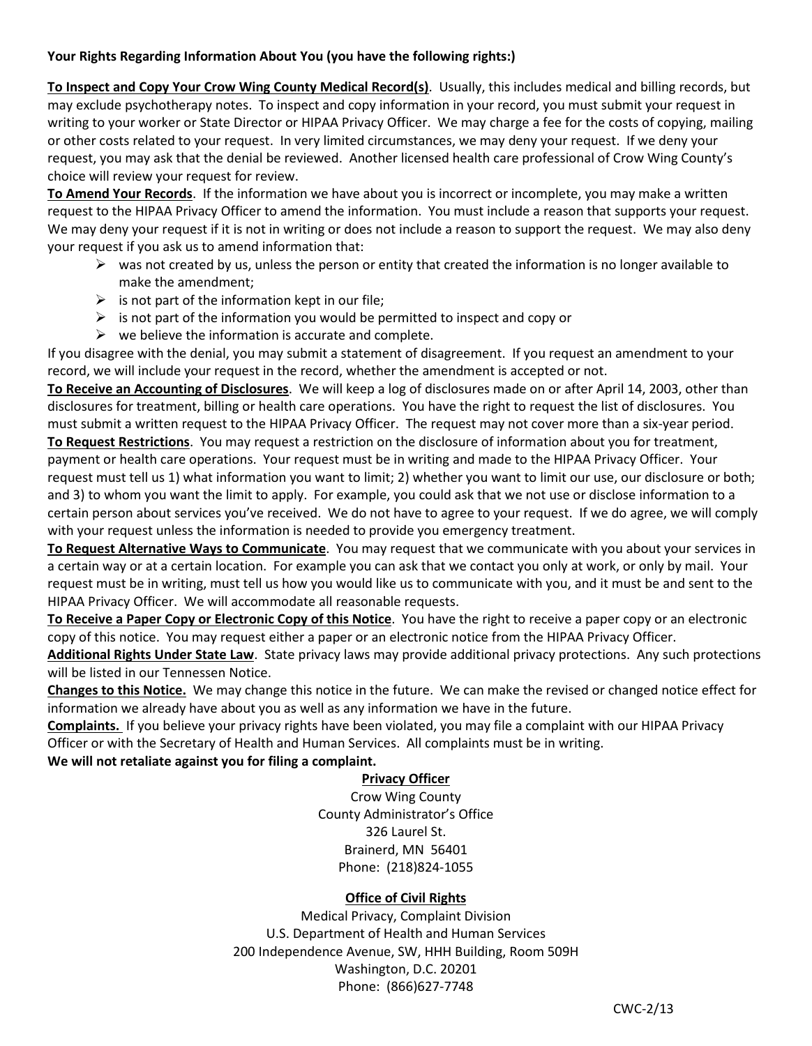**Your Rights Regarding Information About You (you have the following rights:)**

**To Inspect and Copy Your Crow Wing County Medical Record(s)**. Usually, this includes medical and billing records, but may exclude psychotherapy notes. To inspect and copy information in your record, you must submit your request in writing to your worker or State Director or HIPAA Privacy Officer. We may charge a fee for the costs of copying, mailing or other costs related to your request. In very limited circumstances, we may deny your request. If we deny your request, you may ask that the denial be reviewed. Another licensed health care professional of Crow Wing County's choice will review your request for review.

**To Amend Your Records**. If the information we have about you is incorrect or incomplete, you may make a written request to the HIPAA Privacy Officer to amend the information. You must include a reason that supports your request. We may deny your request if it is not in writing or does not include a reason to support the request. We may also deny your request if you ask us to amend information that:

- was not created by us, unless the person or entity that created the information is no longer available to make the amendment;
- is not part of the information kept in our file;
- is not part of the information you would be permitted to inspect and copy or
- we believe the information is accurate and complete.

If you disagree with the denial, you may submit a statement of disagreement. If you request an amendment to your record, we will include your request in the record, whether the amendment is accepted or not.

**To Receive an Accounting of Disclosures**. We will keep a log of disclosures made on or after April 14, 2003, other than disclosures for treatment, billing or health care operations. You have the right to request the list of disclosures. You must submit a written request to the HIPAA Privacy Officer. The request may not cover more than a six-year period.

**To Request Restrictions**. You may request a restriction on the disclosure of information about you for treatment, payment or health care operations. Your request must be in writing and made to the HIPAA Privacy Officer. Your request must tell us 1) what information you want to limit; 2) whether you want to limit our use, our disclosure or both; and 3) to whom you want the limit to apply. For example, you could ask that we not use or disclose information to a certain person about services you've received. We do not have to agree to your request. If we do agree, we will comply with your request unless the information is needed to provide you emergency treatment.

**To Request Alternative Ways to Communicate**. You may request that we communicate with you about your services in a certain way or at a certain location. For example you can ask that we contact you only at work, or only by mail. Your request must be in writing, must tell us how you would like us to communicate with you, and it must be and sent to the HIPAA Privacy Officer. We will accommodate all reasonable requests.

**To Receive a Paper Copy or Electronic Copy of this Notice**. You have the right to receive a paper copy or an electronic copy of this notice. You may request either a paper or an electronic notice from the HIPAA Privacy Officer.

**Additional Rights Under State Law**. State privacy laws may provide additional privacy protections. Any such protections will be listed in our Tennessen Notice.

**Changes to this Notice.** We may change this notice in the future. We can make the revised or changed notice effect for information we already have about you as well as any information we have in the future.

**Complaints.** If you believe your privacy rights have been violated, you may file a complaint with our HIPAA Privacy Officer or with the Secretary of Health and Human Services. All complaints must be in writing.

**We will not retaliate against you for filing a complaint.**

**Privacy Officer**
Crow Wing County
County Administrator's Office
326 Laurel St.
Brainerd, MN 56401
Phone: (218)824-1055

**Office of Civil Rights**
Medical Privacy, Complaint Division
U.S. Department of Health and Human Services
200 Independence Avenue, SW, HHH Building, Room 509H
Washington, D.C. 20201
Phone: (866)627-7748

CWC-2/13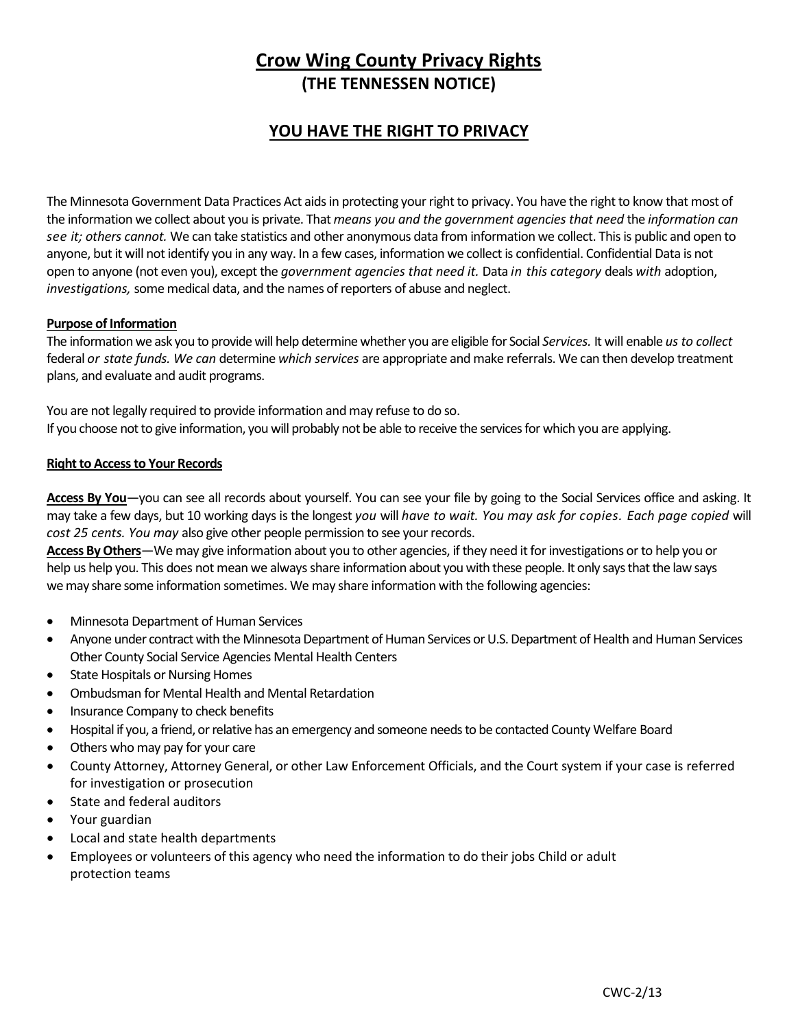# Crow Wing County Privacy Rights

## (THE TENNESSEN NOTICE)

## YOU HAVE THE RIGHT TO PRIVACY

The Minnesota Government Data Practices Act aids in protecting your right to privacy. You have the right to know that most of the information we collect about you is private. That *means you and the government agencies that need* the *information can see it; others cannot.* We can take statistics and other anonymous data from information we collect. This is public and open to anyone, but it will not identify you in any way. In a few cases, information we collect is confidential. Confidential Data is not open to anyone (not even you), except the *government agencies that need it.* Data *in this category* deals *with* adoption, *investigations,* some medical data, and the names of reporters of abuse and neglect.

**Purpose of Information**

The information we ask you to provide will help determine whether you are eligible for Social *Services.* It will enable *us to collect* federal *or state funds. We can* determine *which services* are appropriate and make referrals. We can then develop treatment plans, and evaluate and audit programs.

You are not legally required to provide information and may refuse to do so.
If you choose not to give information, you will probably not be able to receive the services for which you are applying.

**Right to Access to Your Records**

**Access By You**—you can see all records about yourself. You can see your file by going to the Social Services office and asking. It may take a few days, but 10 working days is the longest *you* will *have to wait. You may ask for copies. Each page copied* will *cost 25 cents. You may* also give other people permission to see your records.

**Access By Others**—We may give information about you to other agencies, if they need it for investigations or to help you or help us help you. This does not mean we always share information about you with these people. It only says that the law says we may share some information sometimes. We may share information with the following agencies:

- Minnesota Department of Human Services
- Anyone under contract with the Minnesota Department of Human Services or U.S. Department of Health and Human Services Other County Social Service Agencies Mental Health Centers
- State Hospitals or Nursing Homes
- Ombudsman for Mental Health and Mental Retardation
- Insurance Company to check benefits
- Hospital if you, a friend, or relative has an emergency and someone needs to be contacted County Welfare Board
- Others who may pay for your care
- County Attorney, Attorney General, or other Law Enforcement Officials, and the Court system if your case is referred for investigation or prosecution
- State and federal auditors
- Your guardian
- Local and state health departments
- Employees or volunteers of this agency who need the information to do their jobs Child or adult protection teams

CWC-2/13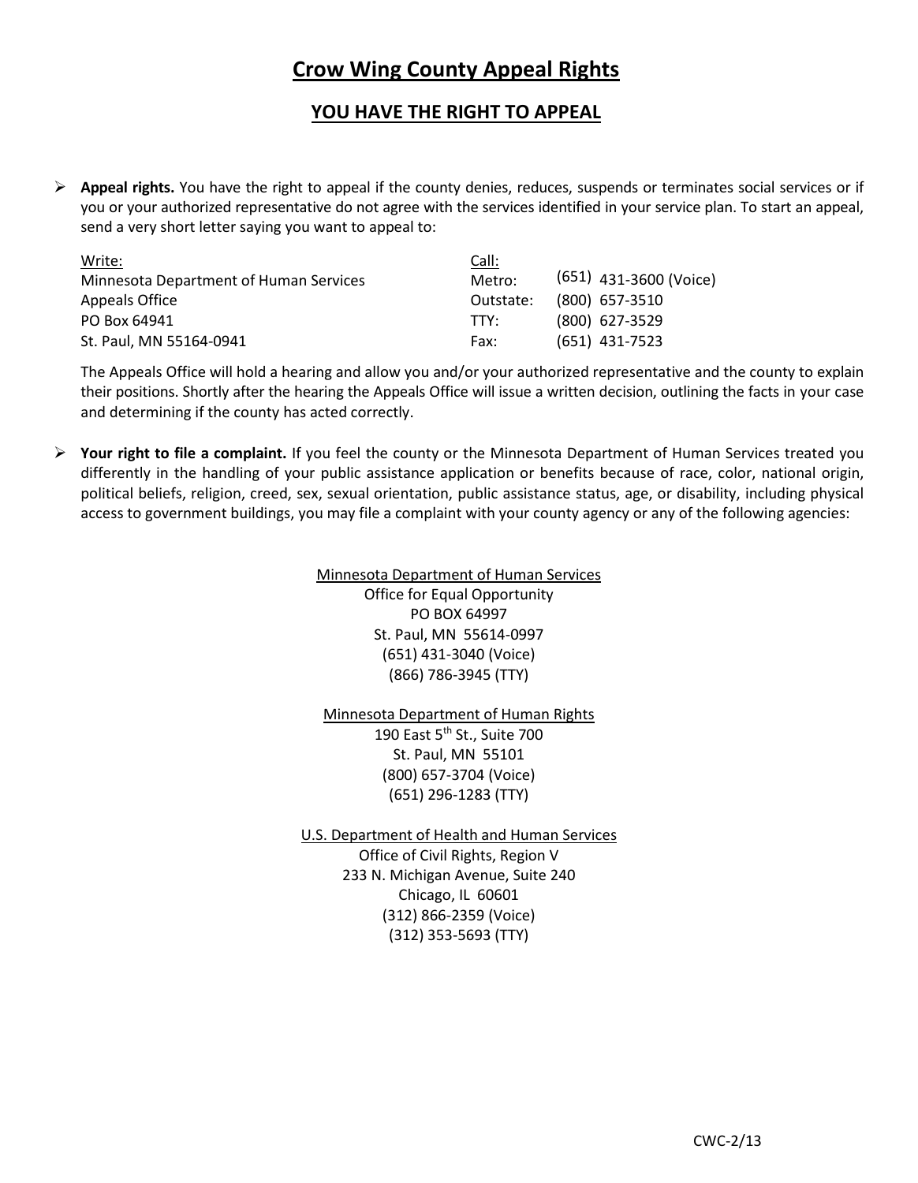# Crow Wing County Appeal Rights

## YOU HAVE THE RIGHT TO APPEAL

- **Appeal rights.** You have the right to appeal if the county denies, reduces, suspends or terminates social services or if you or your authorized representative do not agree with the services identified in your service plan. To start an appeal, send a very short letter saying you want to appeal to:

| Write: | Call: | |
|---|---|---|
| Minnesota Department of Human Services | Metro: | (651) 431-3600 (Voice) |
| Appeals Office | Outstate: | (800) 657-3510 |
| PO Box 64941 | TTY: | (800) 627-3529 |
| St. Paul, MN 55164-0941 | Fax: | (651) 431-7523 |

  The Appeals Office will hold a hearing and allow you and/or your authorized representative and the county to explain their positions. Shortly after the hearing the Appeals Office will issue a written decision, outlining the facts in your case and determining if the county has acted correctly.

- **Your right to file a complaint.** If you feel the county or the Minnesota Department of Human Services treated you differently in the handling of your public assistance application or benefits because of race, color, national origin, political beliefs, religion, creed, sex, sexual orientation, public assistance status, age, or disability, including physical access to government buildings, you may file a complaint with your county agency or any of the following agencies:

Minnesota Department of Human Services
Office for Equal Opportunity
PO BOX 64997
St. Paul, MN 55614-0997
(651) 431-3040 (Voice)
(866) 786-3945 (TTY)

Minnesota Department of Human Rights
190 East 5th St., Suite 700
St. Paul, MN 55101
(800) 657-3704 (Voice)
(651) 296-1283 (TTY)

U.S. Department of Health and Human Services
Office of Civil Rights, Region V
233 N. Michigan Avenue, Suite 240
Chicago, IL 60601
(312) 866-2359 (Voice)
(312) 353-5693 (TTY)

CWC-2/13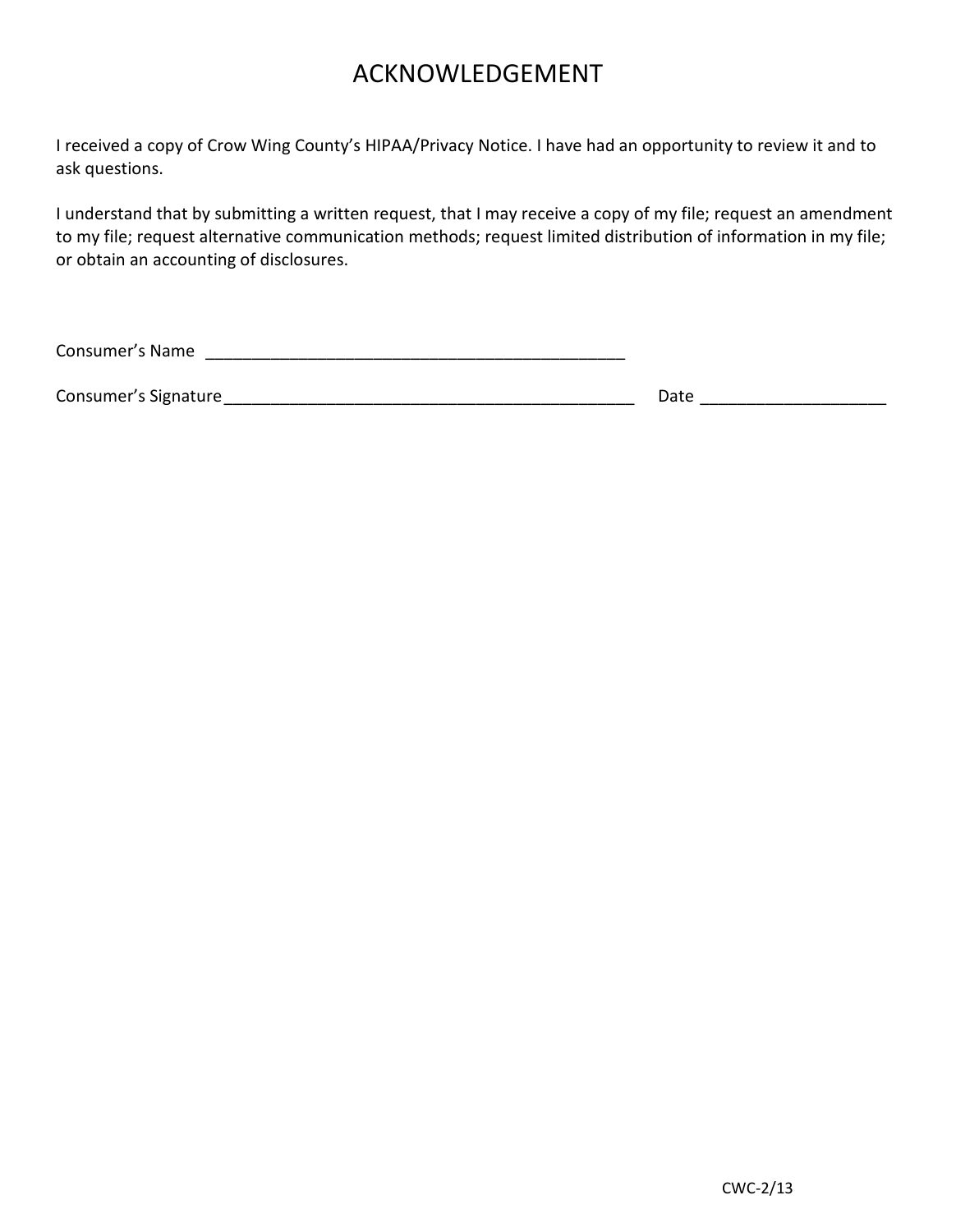# ACKNOWLEDGEMENT

I received a copy of Crow Wing County's HIPAA/Privacy Notice. I have had an opportunity to review it and to ask questions.

I understand that by submitting a written request, that I may receive a copy of my file; request an amendment to my file; request alternative communication methods; request limited distribution of information in my file; or obtain an accounting of disclosures.

Consumer's Name _______________________________________________

Consumer's Signature_____________________________________________ Date ___________________

CWC-2/13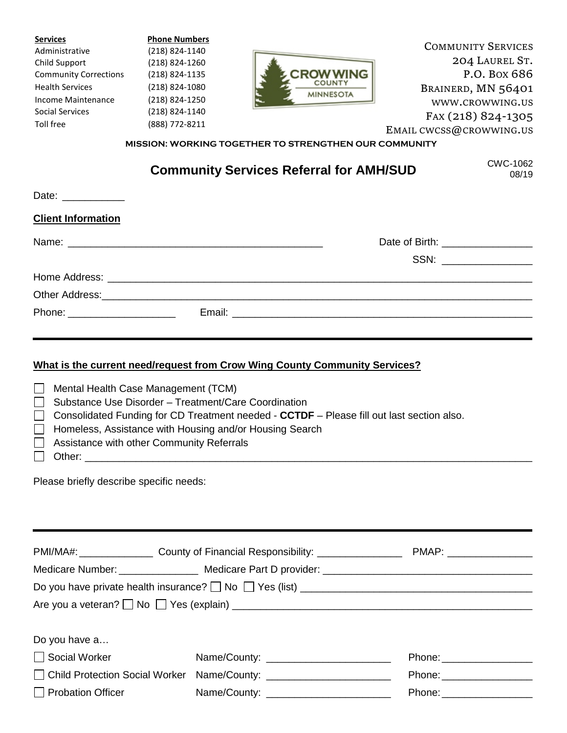| Services | Phone Numbers |
|---|---|
| Administrative | (218) 824-1140 |
| Child Support | (218) 824-1260 |
| Community Corrections | (218) 824-1135 |
| Health Services | (218) 824-1080 |
| Income Maintenance | (218) 824-1250 |
| Social Services | (218) 824-1140 |
| Toll free | (888) 772-8211 |

CROW WING COUNTY MINNESOTA

COMMUNITY SERVICES
204 LAUREL ST.
P.O. BOX 686
BRAINERD, MN 56401
WWW.CROWWING.US
FAX (218) 824-1305
EMAIL CWCSS@CROWWING.US

**MISSION: WORKING TOGETHER TO STRENGTHEN OUR COMMUNITY**

# Community Services Referral for AMH/SUD

CWC-1062
08/19

Date: ___________

**Client Information**

Name: _____________________________________________ Date of Birth: ________________

SSN: ________________

Home Address: ______________________________________________________________________

Other Address: ______________________________________________________________________

Phone: ___________________ Email: ____________________________________________________

---

**What is the current need/request from Crow Wing County Community Services?**

- ☐ Mental Health Case Management (TCM)
- ☐ Substance Use Disorder – Treatment/Care Coordination
- ☐ Consolidated Funding for CD Treatment needed - **CCTDF** – Please fill out last section also.
- ☐ Homeless, Assistance with Housing and/or Housing Search
- ☐ Assistance with other Community Referrals
- ☐ Other: ______________________________________________________________________

Please briefly describe specific needs:

---

PMI/MA#: _____________ County of Financial Responsibility: _______________ PMAP: _______________

Medicare Number: ______________ Medicare Part D provider: ____________________________________

Do you have private health insurance? ☐ No ☐ Yes (list) _________________________________________

Are you a veteran? ☐ No ☐ Yes (explain) _____________________________________________________

Do you have a…

| | | |
|---|---|---|
| ☐ Social Worker | Name/County: ______________________ | Phone: ________________ |
| ☐ Child Protection Social Worker | Name/County: ______________________ | Phone: ________________ |
| ☐ Probation Officer | Name/County: ______________________ | Phone: ________________ |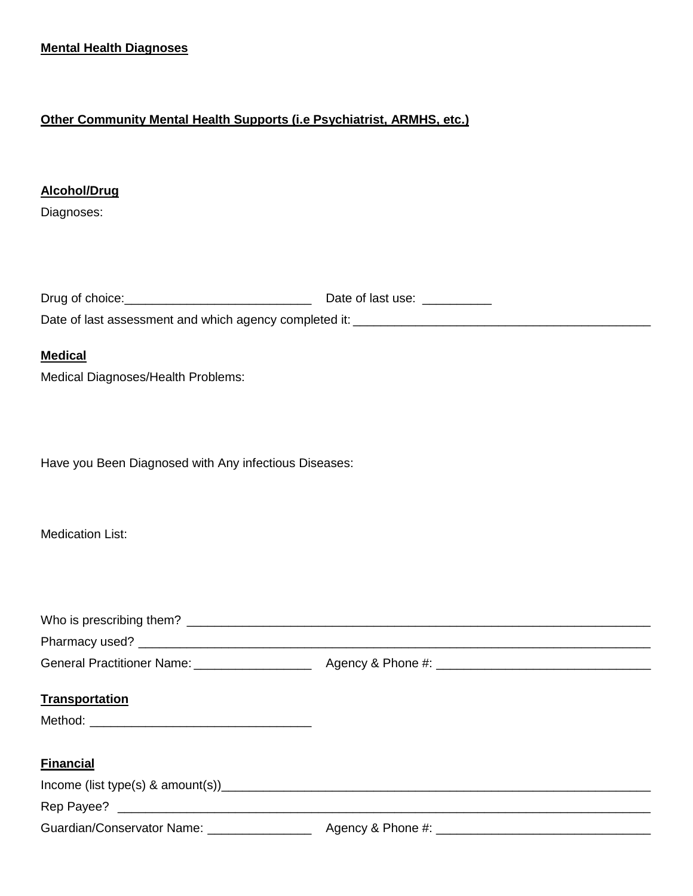**Mental Health Diagnoses**

**Other Community Mental Health Supports (i.e Psychiatrist, ARMHS, etc.)**

**Alcohol/Drug**

Diagnoses:

Drug of choice:___________________________ Date of last use: __________

Date of last assessment and which agency completed it: ___________________________________________

**Medical**

Medical Diagnoses/Health Problems:

Have you Been Diagnosed with Any infectious Diseases:

Medication List:

Who is prescribing them? ____________________________________________________________________

Pharmacy used? _________________________________________________________________________

General Practitioner Name: _________________ Agency & Phone #: _______________________________

**Transportation**

Method: ________________________________

**Financial**

Income (list type(s) & amount(s))_________________________________________________________________

Rep Payee? ______________________________________________________________________________

Guardian/Conservator Name: _______________ Agency & Phone #: _______________________________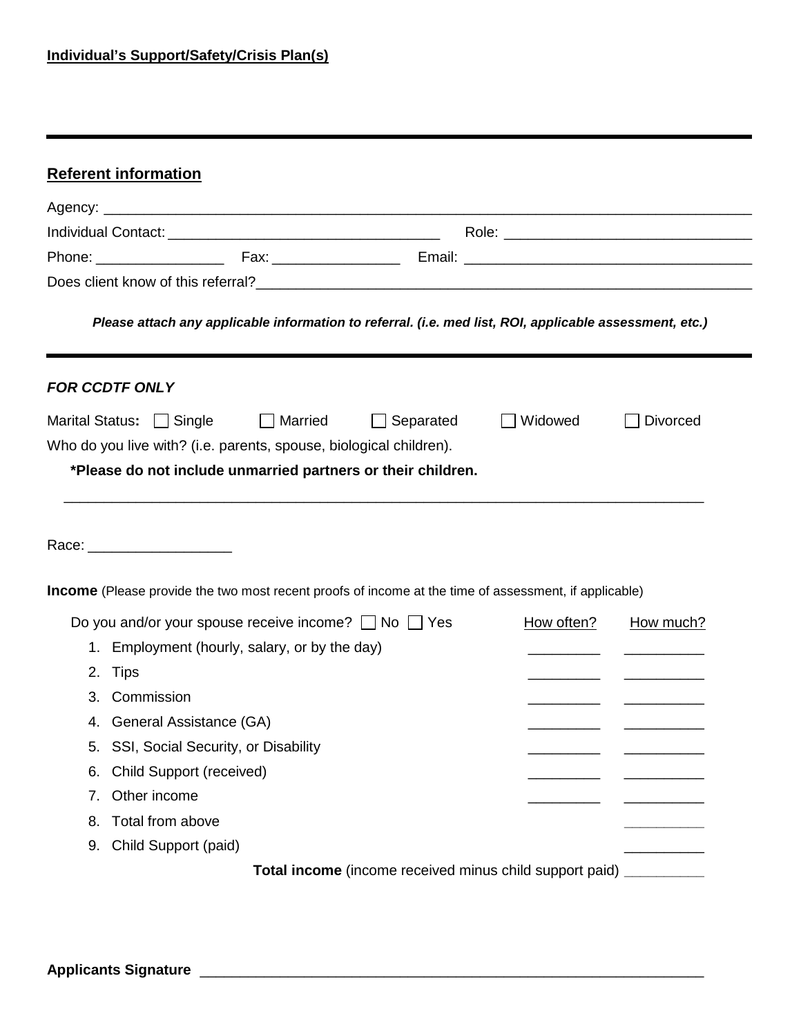**Individual's Support/Safety/Crisis Plan(s)**

---

## Referent information

Agency: ___________________________________________________________________________

Individual Contact: ___________________________________ Role: ______________________________

Phone: ________________ Fax: ________________ Email: ___________________________________

Does client know of this referral?_____________________________________________________________

***Please attach any applicable information to referral. (i.e. med list, ROI, applicable assessment, etc.)***

---

***FOR CCDTF ONLY***

Marital Status: ☐ Single ☐ Married ☐ Separated ☐ Widowed ☐ Divorced

Who do you live with? (i.e. parents, spouse, biological children).

**\*Please do not include unmarried partners or their children.**

___________________________________________________________________________

Race: __________________

**Income** (Please provide the two most recent proofs of income at the time of assessment, if applicable)

Do you and/or your spouse receive income? ☐ No ☐ Yes

| | How often? | How much? |
|---|---|---|
| 1. Employment (hourly, salary, or by the day) | _________ | __________ |
| 2. Tips | _________ | __________ |
| 3. Commission | _________ | __________ |
| 4. General Assistance (GA) | _________ | __________ |
| 5. SSI, Social Security, or Disability | _________ | __________ |
| 6. Child Support (received) | _________ | __________ |
| 7. Other income | _________ | __________ |
| 8. Total from above | | __________ |
| 9. Child Support (paid) | | __________ |
| **Total income** (income received minus child support paid) | | __________ |

**Applicants Signature** _________________________________________________________________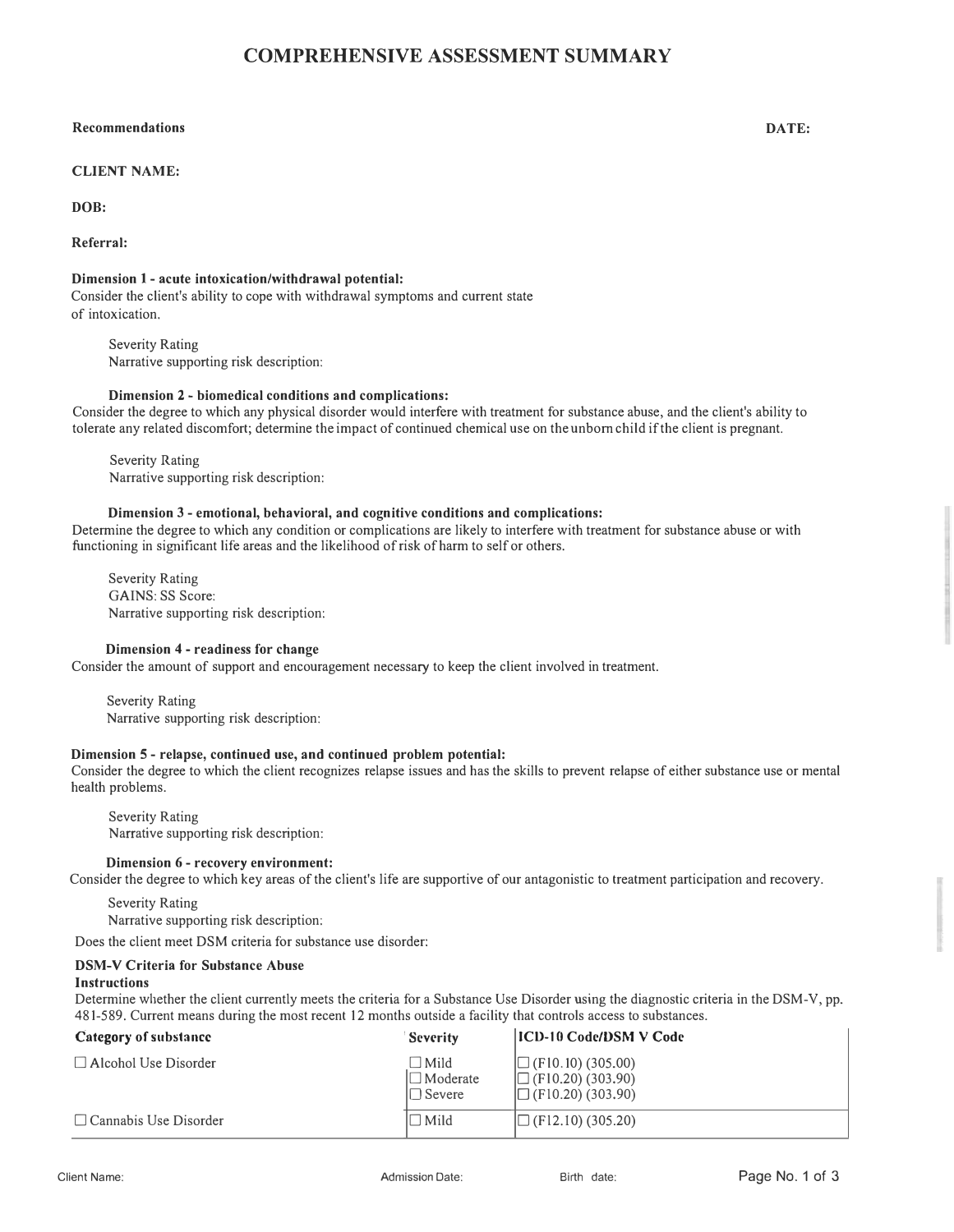# COMPREHENSIVE ASSESSMENT SUMMARY

**Recommendations** **DATE:**

**CLIENT NAME:**

**DOB:**

**Referral:**

**Dimension 1 - acute intoxication/withdrawal potential:**
Consider the client's ability to cope with withdrawal symptoms and current state of intoxication.

Severity Rating
Narrative supporting risk description:

**Dimension 2 - biomedical conditions and complications:**
Consider the degree to which any physical disorder would interfere with treatment for substance abuse, and the client's ability to tolerate any related discomfort; determine the impact of continued chemical use on the unborn child if the client is pregnant.

Severity Rating
Narrative supporting risk description:

**Dimension 3 - emotional, behavioral, and cognitive conditions and complications:**
Determine the degree to which any condition or complications are likely to interfere with treatment for substance abuse or with functioning in significant life areas and the likelihood of risk of harm to self or others.

Severity Rating
GAINS: SS Score:
Narrative supporting risk description:

**Dimension 4 - readiness for change**
Consider the amount of support and encouragement necessary to keep the client involved in treatment.

Severity Rating
Narrative supporting risk description:

**Dimension 5 - relapse, continued use, and continued problem potential:**
Consider the degree to which the client recognizes relapse issues and has the skills to prevent relapse of either substance use or mental health problems.

Severity Rating
Narrative supporting risk description:

**Dimension 6 - recovery environment:**
Consider the degree to which key areas of the client's life are supportive of our antagonistic to treatment participation and recovery.

Severity Rating
Narrative supporting risk description:

Does the client meet DSM criteria for substance use disorder:

**DSM-V Criteria for Substance Abuse**

**Instructions**

Determine whether the client currently meets the criteria for a Substance Use Disorder using the diagnostic criteria in the DSM-V, pp. 481-589. Current means during the most recent 12 months outside a facility that controls access to substances.

| Category of substance | Severity | ICD-10 Code/DSM V Code |
|---|---|---|
| ☐ Alcohol Use Disorder | ☐ Mild<br>☐ Moderate<br>☐ Severe | ☐ (F10.10) (305.00)<br>☐ (F10.20) (303.90)<br>☐ (F10.20) (303.90) |
| ☐ Cannabis Use Disorder | ☐ Mild | ☐ (F12.10) (305.20) |

Client Name: Admission Date: Birth date: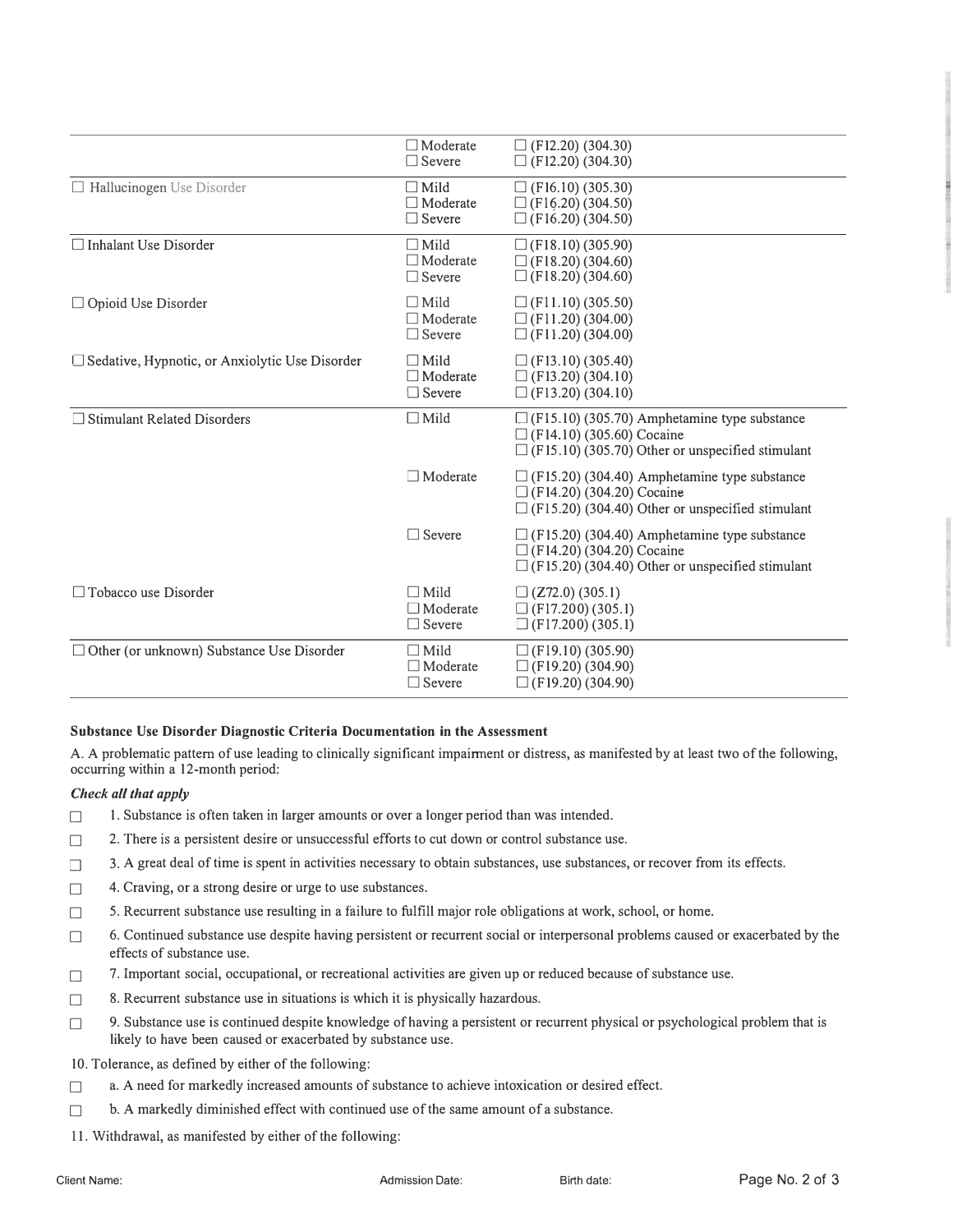| | | |
|---|---|---|
| | ☐ Moderate<br>☐ Severe | ☐ (F12.20) (304.30)<br>☐ (F12.20) (304.30) |
| ☐ Hallucinogen Use Disorder | ☐ Mild<br>☐ Moderate<br>☐ Severe | ☐ (F16.10) (305.30)<br>☐ (F16.20) (304.50)<br>☐ (F16.20) (304.50) |
| ☐ Inhalant Use Disorder | ☐ Mild<br>☐ Moderate<br>☐ Severe | ☐ (F18.10) (305.90)<br>☐ (F18.20) (304.60)<br>☐ (F18.20) (304.60) |
| ☐ Opioid Use Disorder | ☐ Mild<br>☐ Moderate<br>☐ Severe | ☐ (F11.10) (305.50)<br>☐ (F11.20) (304.00)<br>☐ (F11.20) (304.00) |
| ☐ Sedative, Hypnotic, or Anxiolytic Use Disorder | ☐ Mild<br>☐ Moderate<br>☐ Severe | ☐ (F13.10) (305.40)<br>☐ (F13.20) (304.10)<br>☐ (F13.20) (304.10) |
| ☐ Stimulant Related Disorders | ☐ Mild | ☐ (F15.10) (305.70) Amphetamine type substance<br>☐ (F14.10) (305.60) Cocaine<br>☐ (F15.10) (305.70) Other or unspecified stimulant |
| | ☐ Moderate | ☐ (F15.20) (304.40) Amphetamine type substance<br>☐ (F14.20) (304.20) Cocaine<br>☐ (F15.20) (304.40) Other or unspecified stimulant |
| | ☐ Severe | ☐ (F15.20) (304.40) Amphetamine type substance<br>☐ (F14.20) (304.20) Cocaine<br>☐ (F15.20) (304.40) Other or unspecified stimulant |
| ☐ Tobacco use Disorder | ☐ Mild<br>☐ Moderate<br>☐ Severe | ☐ (Z72.0) (305.1)<br>☐ (F17.200) (305.1)<br>☐ (F17.200) (305.1) |
| ☐ Other (or unknown) Substance Use Disorder | ☐ Mild<br>☐ Moderate<br>☐ Severe | ☐ (F19.10) (305.90)<br>☐ (F19.20) (304.90)<br>☐ (F19.20) (304.90) |

**Substance Use Disorder Diagnostic Criteria Documentation in the Assessment**

A. A problematic pattern of use leading to clinically significant impairment or distress, as manifested by at least two of the following, occurring within a 12-month period:

***Check all that apply***

☐ 1. Substance is often taken in larger amounts or over a longer period than was intended.

☐ 2. There is a persistent desire or unsuccessful efforts to cut down or control substance use.

☐ 3. A great deal of time is spent in activities necessary to obtain substances, use substances, or recover from its effects.

☐ 4. Craving, or a strong desire or urge to use substances.

☐ 5. Recurrent substance use resulting in a failure to fulfill major role obligations at work, school, or home.

☐ 6. Continued substance use despite having persistent or recurrent social or interpersonal problems caused or exacerbated by the effects of substance use.

☐ 7. Important social, occupational, or recreational activities are given up or reduced because of substance use.

☐ 8. Recurrent substance use in situations is which it is physically hazardous.

☐ 9. Substance use is continued despite knowledge of having a persistent or recurrent physical or psychological problem that is likely to have been caused or exacerbated by substance use.

10. Tolerance, as defined by either of the following:

☐ a. A need for markedly increased amounts of substance to achieve intoxication or desired effect.

☐ b. A markedly diminished effect with continued use of the same amount of a substance.

11. Withdrawal, as manifested by either of the following:

Client Name: Admission Date: Birth date: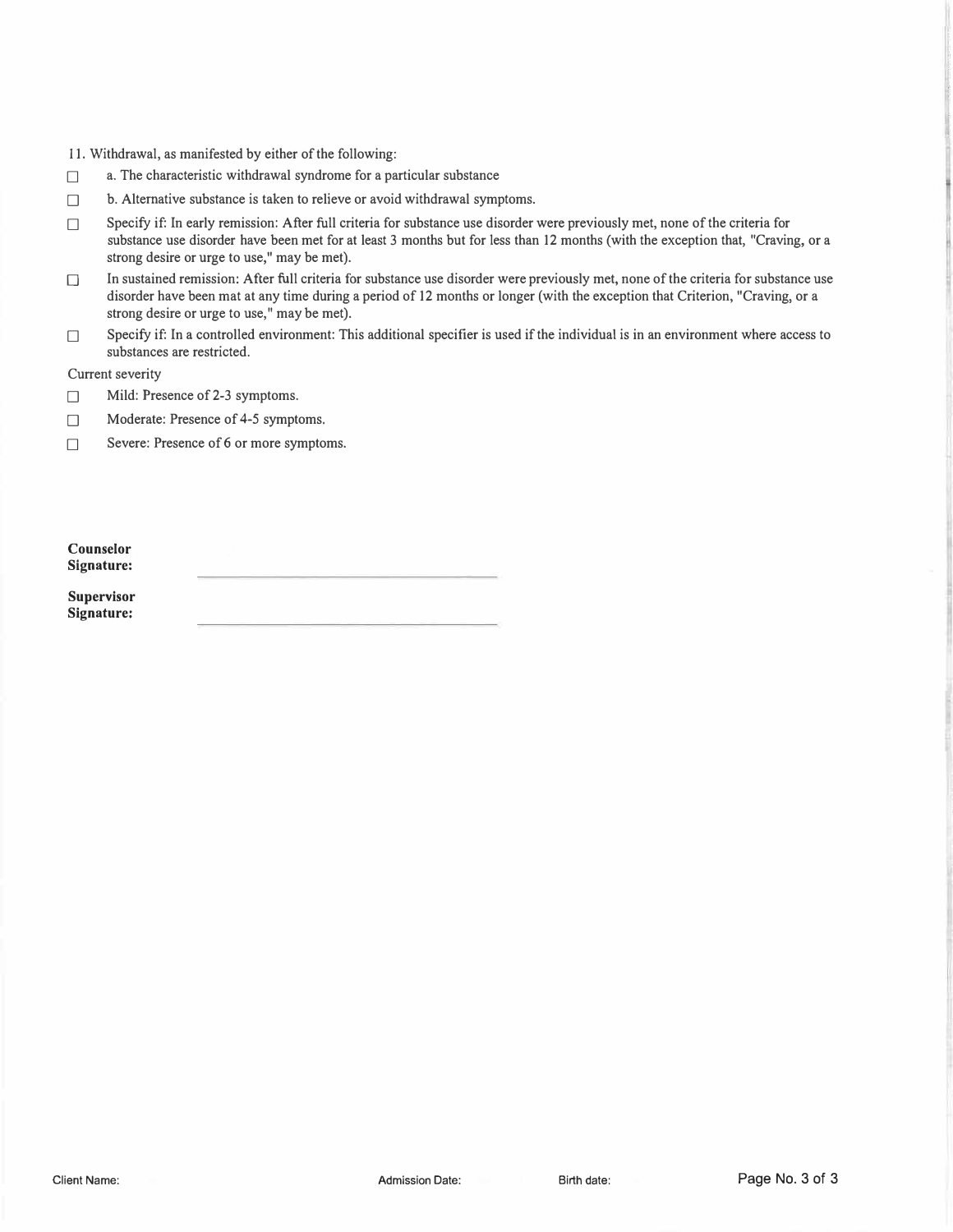11. Withdrawal, as manifested by either of the following:

- ☐ a. The characteristic withdrawal syndrome for a particular substance
- ☐ b. Alternative substance is taken to relieve or avoid withdrawal symptoms.
- ☐ Specify if: In early remission: After full criteria for substance use disorder were previously met, none of the criteria for substance use disorder have been met for at least 3 months but for less than 12 months (with the exception that, "Craving, or a strong desire or urge to use," may be met).
- ☐ In sustained remission: After full criteria for substance use disorder were previously met, none of the criteria for substance use disorder have been mat at any time during a period of 12 months or longer (with the exception that Criterion, "Craving, or a strong desire or urge to use," may be met).
- ☐ Specify if: In a controlled environment: This additional specifier is used if the individual is in an environment where access to substances are restricted.

Current severity

- ☐ Mild: Presence of 2-3 symptoms.
- ☐ Moderate: Presence of 4-5 symptoms.
- ☐ Severe: Presence of 6 or more symptoms.

**Counselor Signature:** ______________________________

**Supervisor Signature:** ______________________________

Client Name: Admission Date: Birth date: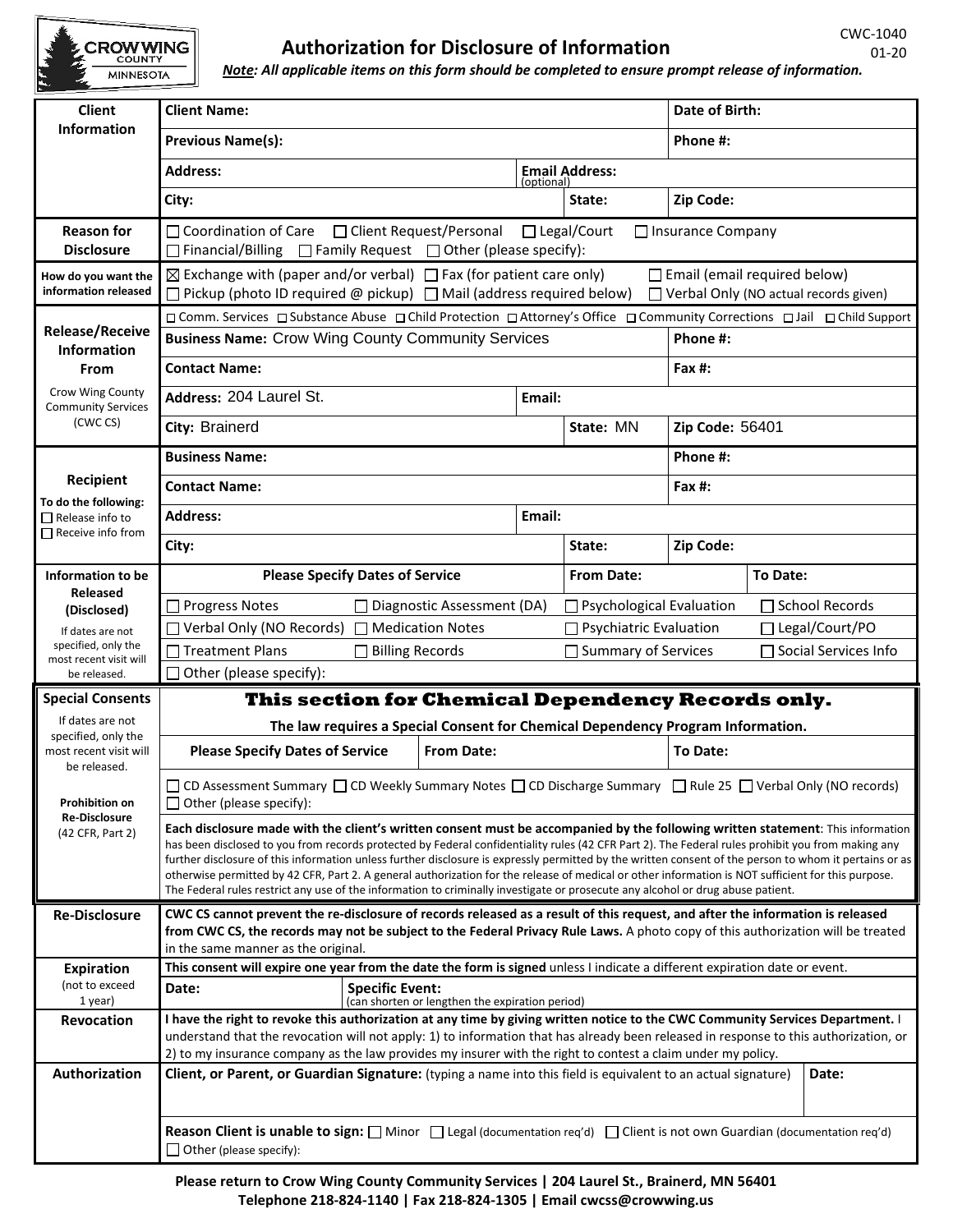CROW WING COUNTY MINNESOTA

# Authorization for Disclosure of Information

CWC-1040
01-20

***Note**: All applicable items on this form should be completed to ensure prompt release of information.*

| | | | | | | |
|---|---|---|---|---|---|---|
| **Client Information** | **Client Name:** | | | | **Date of Birth:** | |
| | **Previous Name(s):** | | | | **Phone #:** | |
| | **Address:** | | **Email Address:** (optional) | | | |
| | **City:** | | | **State:** | **Zip Code:** | |
| **Reason for Disclosure** | ☐ Coordination of Care ☐ Client Request/Personal ☐ Legal/Court ☐ Insurance Company ☐ Financial/Billing ☐ Family Request ☐ Other (please specify): | | | | | |
| **How do you want the information released** | ☒ Exchange with (paper and/or verbal) ☐ Fax (for patient care only) ☐ Email (email required below) ☐ Pickup (photo ID required @ pickup) ☐ Mail (address required below) ☐ Verbal Only (NO actual records given) | | | | | |
| **Release/Receive Information From** Crow Wing County Community Services (CWC CS) | ☐ Comm. Services ☐ Substance Abuse ☐ Child Protection ☐ Attorney's Office ☐ Community Corrections ☐ Jail ☐ Child Support | | | | | |
| | **Business Name:** Crow Wing County Community Services | | | | **Phone #:** | |
| | **Contact Name:** | | | | **Fax #:** | |
| | **Address:** 204 Laurel St. | | **Email:** | | | |
| | **City:** Brainerd | | | **State:** MN | **Zip Code:** 56401 | |
| **Recipient** To do the following: ☐ Release info to ☐ Receive info from | **Business Name:** | | | | **Phone #:** | |
| | **Contact Name:** | | | | **Fax #:** | |
| | **Address:** | | **Email:** | | | |
| | **City:** | | | **State:** | **Zip Code:** | |
| **Information to be Released (Disclosed)** If dates are not specified, only the most recent visit will be released. | **Please Specify Dates of Service** | | | **From Date:** | | **To Date:** |
| | ☐ Progress Notes | ☐ Diagnostic Assessment (DA) | | ☐ Psychological Evaluation | | ☐ School Records |
| | ☐ Verbal Only (NO Records) | ☐ Medication Notes | | ☐ Psychiatric Evaluation | | ☐ Legal/Court/PO |
| | ☐ Treatment Plans | ☐ Billing Records | | ☐ Summary of Services | | ☐ Social Services Info |
| | ☐ Other (please specify): | | | | | |

| | | | |
|---|---|---|---|
| **Special Consents** If dates are not specified, only the most recent visit will be released. | **This section for Chemical Dependency Records only.** The law requires a Special Consent for Chemical Dependency Program Information. | | |
| | **Please Specify Dates of Service** | **From Date:** | **To Date:** |
| **Prohibition on Re-Disclosure** (42 CFR, Part 2) | ☐ CD Assessment Summary ☐ CD Weekly Summary Notes ☐ CD Discharge Summary ☐ Rule 25 ☐ Verbal Only (NO records) ☐ Other (please specify): | | |
| | **Each disclosure made with the client's written consent must be accompanied by the following written statement**: This information has been disclosed to you from records protected by Federal confidentiality rules (42 CFR Part 2). The Federal rules prohibit you from making any further disclosure of this information unless further disclosure is expressly permitted by the written consent of the person to whom it pertains or as otherwise permitted by 42 CFR, Part 2. A general authorization for the release of medical or other information is NOT sufficient for this purpose. The Federal rules restrict any use of the information to criminally investigate or prosecute any alcohol or drug abuse patient. | | |
| **Re-Disclosure** | **CWC CS cannot prevent the re-disclosure of records released as a result of this request, and after the information is released from CWC CS, the records may not be subject to the Federal Privacy Rule Laws.** A photo copy of this authorization will be treated in the same manner as the original. | | |
| **Expiration** (not to exceed 1 year) | **This consent will expire one year from the date the form is signed** unless I indicate a different expiration date or event. | | |
| | **Date:** | **Specific Event:** (can shorten or lengthen the expiration period) | |
| **Revocation** | **I have the right to revoke this authorization at any time by giving written notice to the CWC Community Services Department.** I understand that the revocation will not apply: 1) to information that has already been released in response to this authorization, or 2) to my insurance company as the law provides my insurer with the right to contest a claim under my policy. | | |
| **Authorization** | **Client, or Parent, or Guardian Signature:** (typing a name into this field is equivalent to an actual signature) | | **Date:** |
| | **Reason Client is unable to sign:** ☐ Minor ☐ Legal (documentation req'd) ☐ Client is not own Guardian (documentation req'd) ☐ Other (please specify): | | |

**Please return to Crow Wing County Community Services | 204 Laurel St., Brainerd, MN 56401**
**Telephone 218-824-1140 | Fax 218-824-1305 | Email cwcss@crowwing.us**